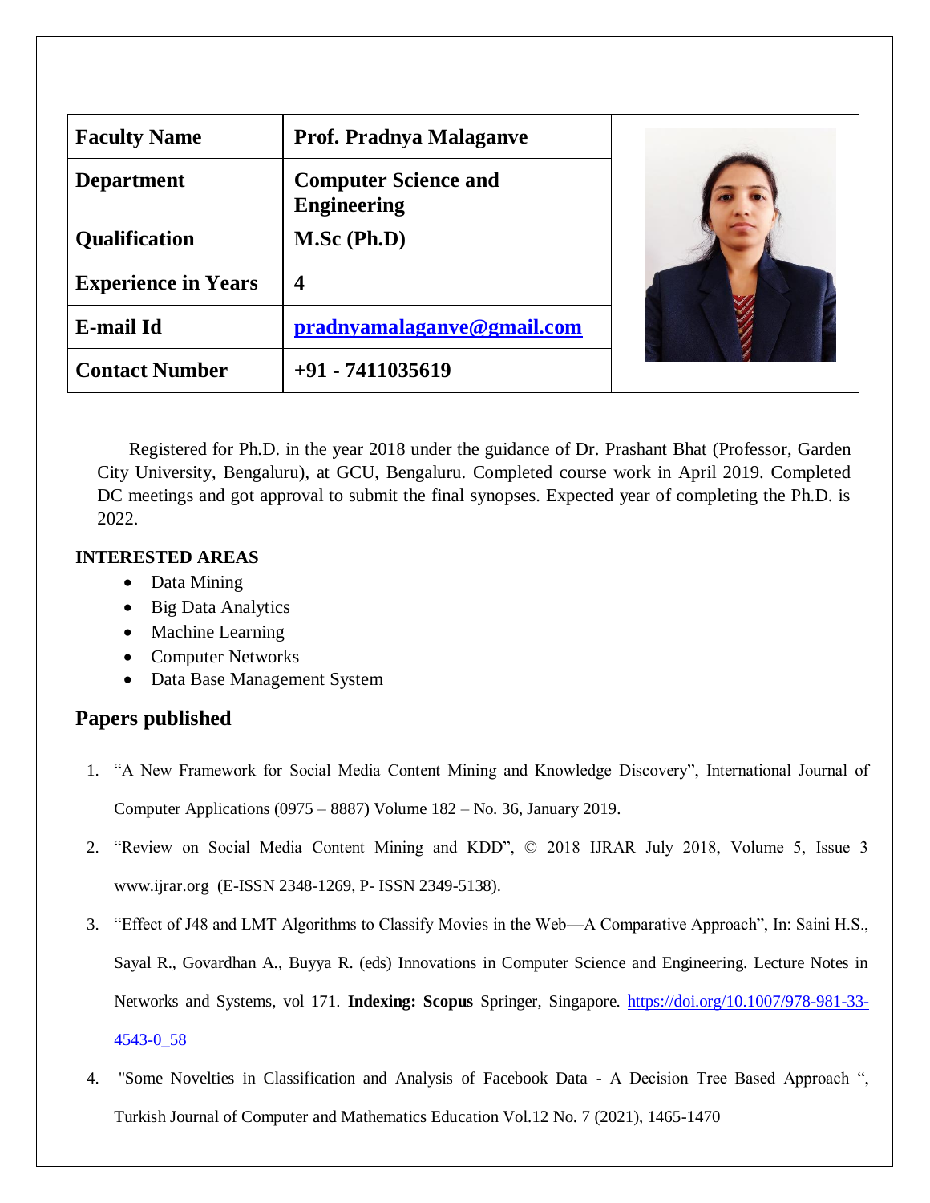| Faculty Name | Prof. Pradnya Malaganve |
|---|---|
| Department | Computer Science and Engineering |
| Qualification | M.Sc (Ph.D) |
| Experience in Years | 4 |
| E-mail Id | pradnyamalaganve@gmail.com |
| Contact Number | +91 - 7411035619 |

Registered for Ph.D. in the year 2018 under the guidance of Dr. Prashant Bhat (Professor, Garden City University, Bengaluru), at GCU, Bengaluru. Completed course work in April 2019. Completed DC meetings and got approval to submit the final synopses. Expected year of completing the Ph.D. is 2022.

**INTERESTED AREAS**

- Data Mining
- Big Data Analytics
- Machine Learning
- Computer Networks
- Data Base Management System

## Papers published

1. "A New Framework for Social Media Content Mining and Knowledge Discovery", International Journal of Computer Applications (0975 – 8887) Volume 182 – No. 36, January 2019.
2. "Review on Social Media Content Mining and KDD", © 2018 IJRAR July 2018, Volume 5, Issue 3 www.ijrar.org (E-ISSN 2348-1269, P- ISSN 2349-5138).
3. "Effect of J48 and LMT Algorithms to Classify Movies in the Web—A Comparative Approach", In: Saini H.S., Sayal R., Govardhan A., Buyya R. (eds) Innovations in Computer Science and Engineering. Lecture Notes in Networks and Systems, vol 171. **Indexing: Scopus** Springer, Singapore. https://doi.org/10.1007/978-981-33-4543-0_58
4. "Some Novelties in Classification and Analysis of Facebook Data - A Decision Tree Based Approach ", Turkish Journal of Computer and Mathematics Education Vol.12 No. 7 (2021), 1465-1470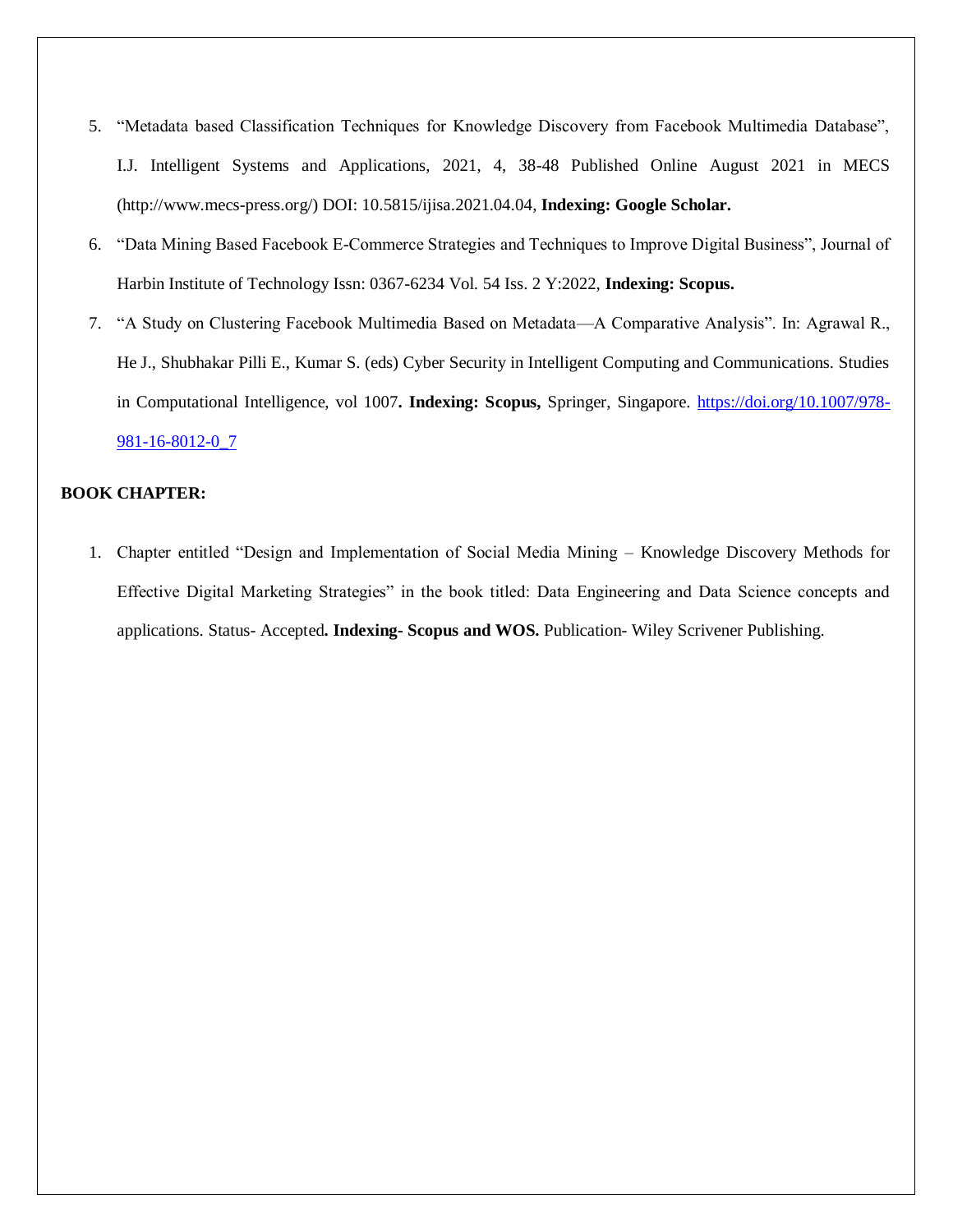5. "Metadata based Classification Techniques for Knowledge Discovery from Facebook Multimedia Database", I.J. Intelligent Systems and Applications, 2021, 4, 38-48 Published Online August 2021 in MECS (http://www.mecs-press.org/) DOI: 10.5815/ijisa.2021.04.04, **Indexing: Google Scholar.**
6. "Data Mining Based Facebook E-Commerce Strategies and Techniques to Improve Digital Business", Journal of Harbin Institute of Technology Issn: 0367-6234 Vol. 54 Iss. 2 Y:2022, **Indexing: Scopus.**
7. "A Study on Clustering Facebook Multimedia Based on Metadata—A Comparative Analysis". In: Agrawal R., He J., Shubhakar Pilli E., Kumar S. (eds) Cyber Security in Intelligent Computing and Communications. Studies in Computational Intelligence, vol 1007**. Indexing: Scopus,** Springer, Singapore. [https://doi.org/10.1007/978-981-16-8012-0_7](https://doi.org/10.1007/978-981-16-8012-0_7)

**BOOK CHAPTER:**

1. Chapter entitled "Design and Implementation of Social Media Mining – Knowledge Discovery Methods for Effective Digital Marketing Strategies" in the book titled: Data Engineering and Data Science concepts and applications. Status- Accepted**. Indexing- Scopus and WOS.** Publication- Wiley Scrivener Publishing.